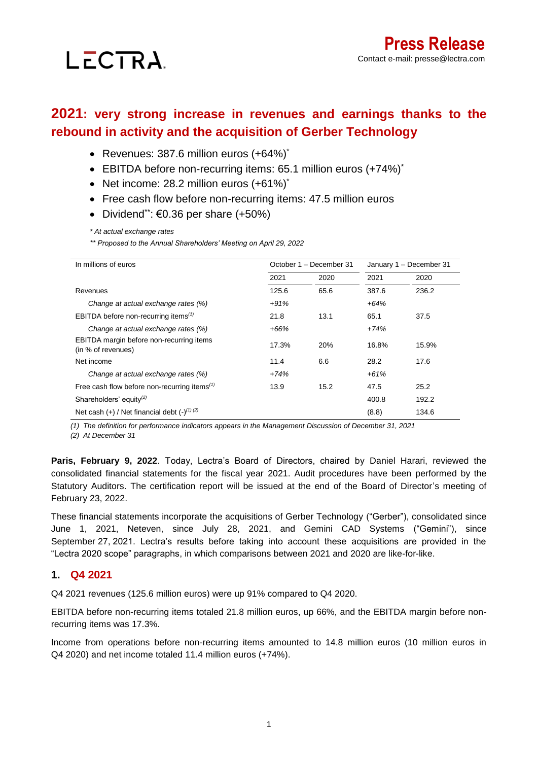LECTRA

# Press Release

Contact e-mail: presse@lectra.com

## 2021: very strong increase in revenues and earnings thanks to the rebound in activity and the acquisition of Gerber Technology

- Revenues: 387.6 million euros (+64%)*
- EBITDA before non-recurring items: 65.1 million euros (+74%)*
- Net income: 28.2 million euros (+61%)*
- Free cash flow before non-recurring items: 47.5 million euros
- Dividend**: €0.36 per share (+50%)

*\* At actual exchange rates*

*\*\* Proposed to the Annual Shareholders' Meeting on April 29, 2022*

| In millions of euros | October 1 – December 31 | | January 1 – December 31 | |
|---|---|---|---|---|
| | 2021 | 2020 | 2021 | 2020 |
| Revenues | 125.6 | 65.6 | 387.6 | 236.2 |
| *Change at actual exchange rates (%)* | *+91%* | | *+64%* | |
| EBITDA before non-recurring items(1) | 21.8 | 13.1 | 65.1 | 37.5 |
| *Change at actual exchange rates (%)* | *+66%* | | *+74%* | |
| EBITDA margin before non-recurring items (in % of revenues) | 17.3% | 20% | 16.8% | 15.9% |
| Net income | 11.4 | 6.6 | 28.2 | 17.6 |
| *Change at actual exchange rates (%)* | *+74%* | | *+61%* | |
| Free cash flow before non-recurring items(1) | 13.9 | 15.2 | 47.5 | 25.2 |
| Shareholders' equity(2) | | | 400.8 | 192.2 |
| Net cash (+) / Net financial debt (-)(1) (2) | | | (8.8) | 134.6 |

*(1) The definition for performance indicators appears in the Management Discussion of December 31, 2021*

*(2) At December 31*

**Paris, February 9, 2022**. Today, Lectra's Board of Directors, chaired by Daniel Harari, reviewed the consolidated financial statements for the fiscal year 2021. Audit procedures have been performed by the Statutory Auditors. The certification report will be issued at the end of the Board of Director's meeting of February 23, 2022.

These financial statements incorporate the acquisitions of Gerber Technology ("Gerber"), consolidated since June 1, 2021, Neteven, since July 28, 2021, and Gemini CAD Systems ("Gemini"), since September 27, 2021. Lectra's results before taking into account these acquisitions are provided in the "Lectra 2020 scope" paragraphs, in which comparisons between 2021 and 2020 are like-for-like.

## 1. Q4 2021

Q4 2021 revenues (125.6 million euros) were up 91% compared to Q4 2020.

EBITDA before non-recurring items totaled 21.8 million euros, up 66%, and the EBITDA margin before non-recurring items was 17.3%.

Income from operations before non-recurring items amounted to 14.8 million euros (10 million euros in Q4 2020) and net income totaled 11.4 million euros (+74%).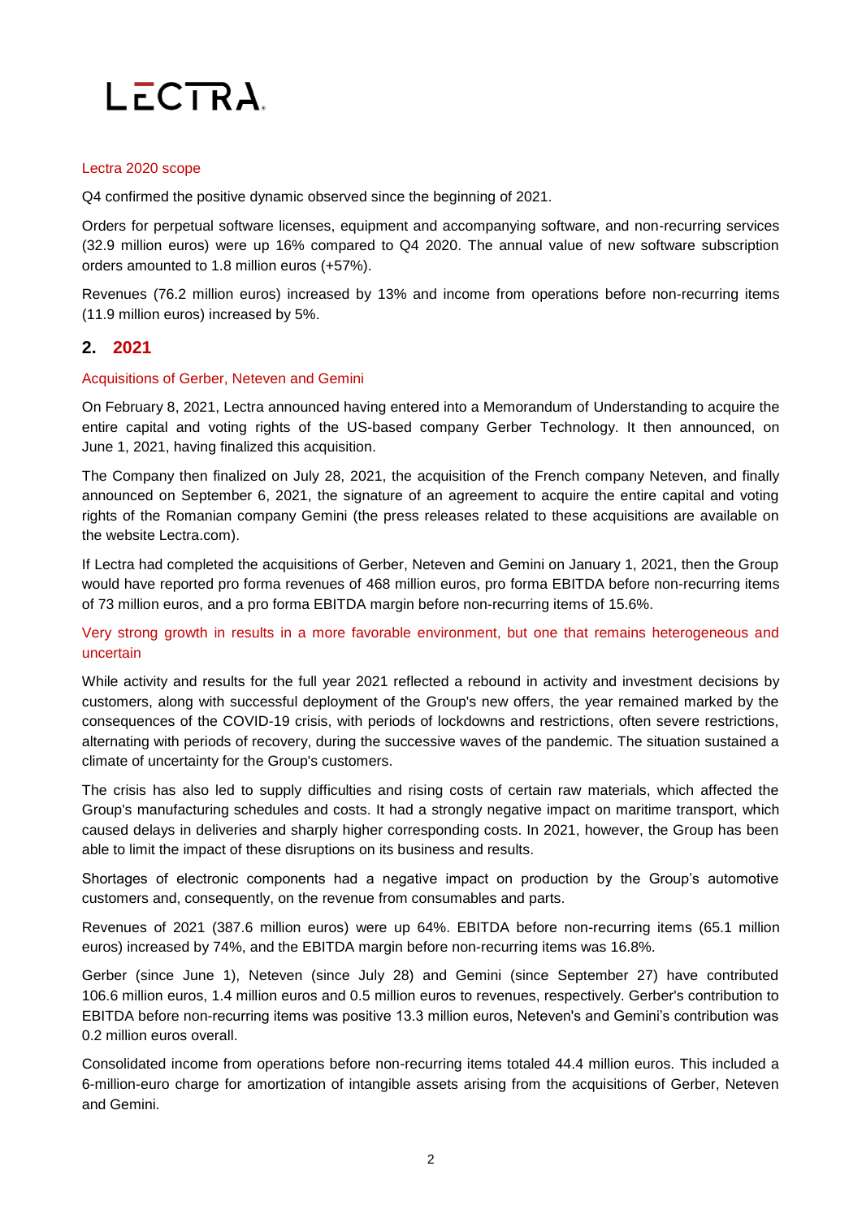### Lectra 2020 scope

Q4 confirmed the positive dynamic observed since the beginning of 2021.

Orders for perpetual software licenses, equipment and accompanying software, and non-recurring services (32.9 million euros) were up 16% compared to Q4 2020. The annual value of new software subscription orders amounted to 1.8 million euros (+57%).

Revenues (76.2 million euros) increased by 13% and income from operations before non-recurring items (11.9 million euros) increased by 5%.

## 2. 2021

### Acquisitions of Gerber, Neteven and Gemini

On February 8, 2021, Lectra announced having entered into a Memorandum of Understanding to acquire the entire capital and voting rights of the US-based company Gerber Technology. It then announced, on June 1, 2021, having finalized this acquisition.

The Company then finalized on July 28, 2021, the acquisition of the French company Neteven, and finally announced on September 6, 2021, the signature of an agreement to acquire the entire capital and voting rights of the Romanian company Gemini (the press releases related to these acquisitions are available on the website Lectra.com).

If Lectra had completed the acquisitions of Gerber, Neteven and Gemini on January 1, 2021, then the Group would have reported pro forma revenues of 468 million euros, pro forma EBITDA before non-recurring items of 73 million euros, and a pro forma EBITDA margin before non-recurring items of 15.6%.

### Very strong growth in results in a more favorable environment, but one that remains heterogeneous and uncertain

While activity and results for the full year 2021 reflected a rebound in activity and investment decisions by customers, along with successful deployment of the Group's new offers, the year remained marked by the consequences of the COVID-19 crisis, with periods of lockdowns and restrictions, often severe restrictions, alternating with periods of recovery, during the successive waves of the pandemic. The situation sustained a climate of uncertainty for the Group's customers.

The crisis has also led to supply difficulties and rising costs of certain raw materials, which affected the Group's manufacturing schedules and costs. It had a strongly negative impact on maritime transport, which caused delays in deliveries and sharply higher corresponding costs. In 2021, however, the Group has been able to limit the impact of these disruptions on its business and results.

Shortages of electronic components had a negative impact on production by the Group's automotive customers and, consequently, on the revenue from consumables and parts.

Revenues of 2021 (387.6 million euros) were up 64%. EBITDA before non-recurring items (65.1 million euros) increased by 74%, and the EBITDA margin before non-recurring items was 16.8%.

Gerber (since June 1), Neteven (since July 28) and Gemini (since September 27) have contributed 106.6 million euros, 1.4 million euros and 0.5 million euros to revenues, respectively. Gerber's contribution to EBITDA before non-recurring items was positive 13.3 million euros, Neteven's and Gemini's contribution was 0.2 million euros overall.

Consolidated income from operations before non-recurring items totaled 44.4 million euros. This included a 6-million-euro charge for amortization of intangible assets arising from the acquisitions of Gerber, Neteven and Gemini.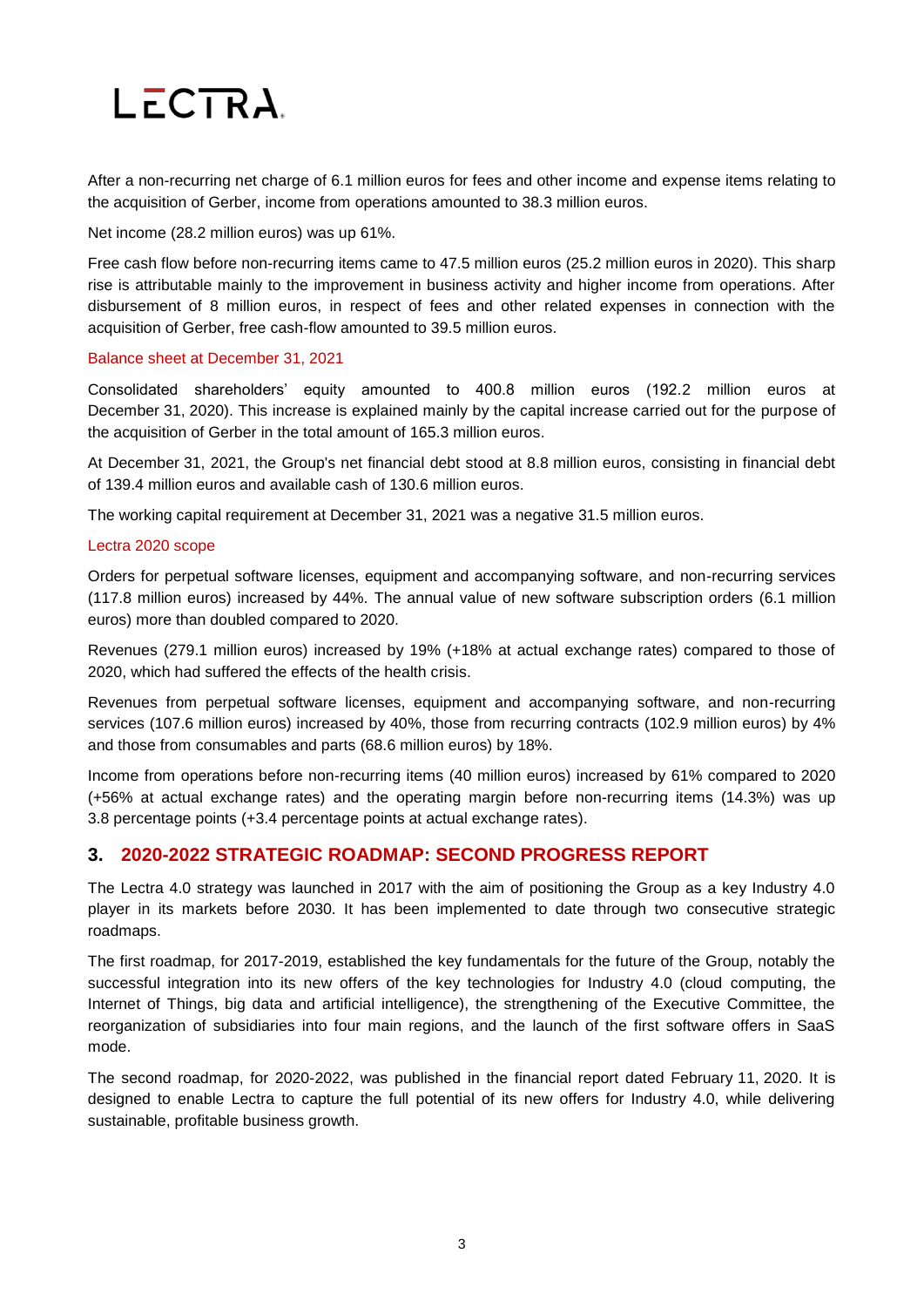After a non-recurring net charge of 6.1 million euros for fees and other income and expense items relating to the acquisition of Gerber, income from operations amounted to 38.3 million euros.

Net income (28.2 million euros) was up 61%.

Free cash flow before non-recurring items came to 47.5 million euros (25.2 million euros in 2020). This sharp rise is attributable mainly to the improvement in business activity and higher income from operations. After disbursement of 8 million euros, in respect of fees and other related expenses in connection with the acquisition of Gerber, free cash-flow amounted to 39.5 million euros.

Balance sheet at December 31, 2021

Consolidated shareholders' equity amounted to 400.8 million euros (192.2 million euros at December 31, 2020). This increase is explained mainly by the capital increase carried out for the purpose of the acquisition of Gerber in the total amount of 165.3 million euros.

At December 31, 2021, the Group's net financial debt stood at 8.8 million euros, consisting in financial debt of 139.4 million euros and available cash of 130.6 million euros.

The working capital requirement at December 31, 2021 was a negative 31.5 million euros.

Lectra 2020 scope

Orders for perpetual software licenses, equipment and accompanying software, and non-recurring services (117.8 million euros) increased by 44%. The annual value of new software subscription orders (6.1 million euros) more than doubled compared to 2020.

Revenues (279.1 million euros) increased by 19% (+18% at actual exchange rates) compared to those of 2020, which had suffered the effects of the health crisis.

Revenues from perpetual software licenses, equipment and accompanying software, and non-recurring services (107.6 million euros) increased by 40%, those from recurring contracts (102.9 million euros) by 4% and those from consumables and parts (68.6 million euros) by 18%.

Income from operations before non-recurring items (40 million euros) increased by 61% compared to 2020 (+56% at actual exchange rates) and the operating margin before non-recurring items (14.3%) was up 3.8 percentage points (+3.4 percentage points at actual exchange rates).

## 3. 2020-2022 STRATEGIC ROADMAP: SECOND PROGRESS REPORT

The Lectra 4.0 strategy was launched in 2017 with the aim of positioning the Group as a key Industry 4.0 player in its markets before 2030. It has been implemented to date through two consecutive strategic roadmaps.

The first roadmap, for 2017-2019, established the key fundamentals for the future of the Group, notably the successful integration into its new offers of the key technologies for Industry 4.0 (cloud computing, the Internet of Things, big data and artificial intelligence), the strengthening of the Executive Committee, the reorganization of subsidiaries into four main regions, and the launch of the first software offers in SaaS mode.

The second roadmap, for 2020-2022, was published in the financial report dated February 11, 2020. It is designed to enable Lectra to capture the full potential of its new offers for Industry 4.0, while delivering sustainable, profitable business growth.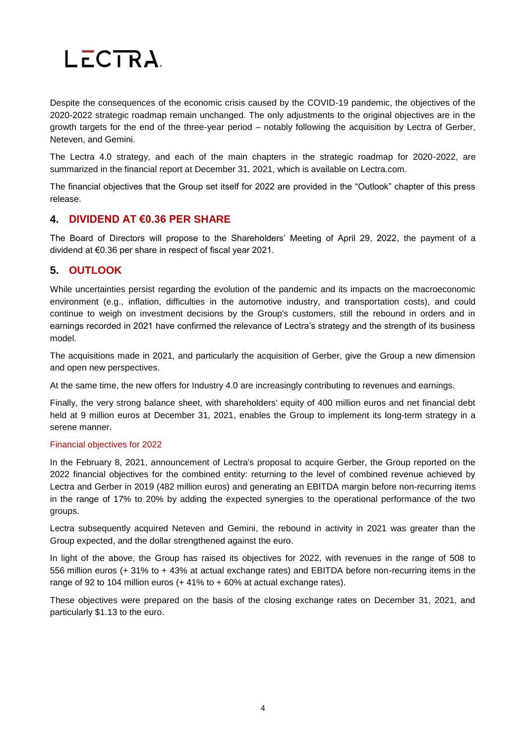Despite the consequences of the economic crisis caused by the COVID-19 pandemic, the objectives of the 2020-2022 strategic roadmap remain unchanged. The only adjustments to the original objectives are in the growth targets for the end of the three-year period – notably following the acquisition by Lectra of Gerber, Neteven, and Gemini.

The Lectra 4.0 strategy, and each of the main chapters in the strategic roadmap for 2020-2022, are summarized in the financial report at December 31, 2021, which is available on Lectra.com.

The financial objectives that the Group set itself for 2022 are provided in the "Outlook" chapter of this press release.

## 4. DIVIDEND AT €0.36 PER SHARE

The Board of Directors will propose to the Shareholders' Meeting of April 29, 2022, the payment of a dividend at €0.36 per share in respect of fiscal year 2021.

## 5. OUTLOOK

While uncertainties persist regarding the evolution of the pandemic and its impacts on the macroeconomic environment (e.g., inflation, difficulties in the automotive industry, and transportation costs), and could continue to weigh on investment decisions by the Group's customers, still the rebound in orders and in earnings recorded in 2021 have confirmed the relevance of Lectra's strategy and the strength of its business model.

The acquisitions made in 2021, and particularly the acquisition of Gerber, give the Group a new dimension and open new perspectives.

At the same time, the new offers for Industry 4.0 are increasingly contributing to revenues and earnings.

Finally, the very strong balance sheet, with shareholders' equity of 400 million euros and net financial debt held at 9 million euros at December 31, 2021, enables the Group to implement its long-term strategy in a serene manner.

### Financial objectives for 2022

In the February 8, 2021, announcement of Lectra's proposal to acquire Gerber, the Group reported on the 2022 financial objectives for the combined entity: returning to the level of combined revenue achieved by Lectra and Gerber in 2019 (482 million euros) and generating an EBITDA margin before non-recurring items in the range of 17% to 20% by adding the expected synergies to the operational performance of the two groups.

Lectra subsequently acquired Neteven and Gemini, the rebound in activity in 2021 was greater than the Group expected, and the dollar strengthened against the euro.

In light of the above, the Group has raised its objectives for 2022, with revenues in the range of 508 to 556 million euros (+ 31% to + 43% at actual exchange rates) and EBITDA before non-recurring items in the range of 92 to 104 million euros (+ 41% to + 60% at actual exchange rates).

These objectives were prepared on the basis of the closing exchange rates on December 31, 2021, and particularly $1.13 to the euro.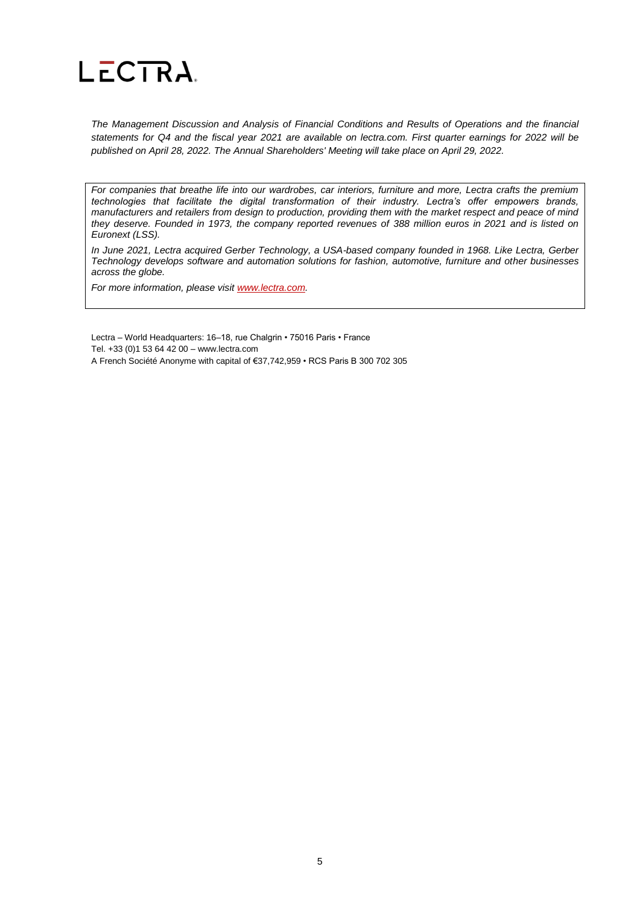*The Management Discussion and Analysis of Financial Conditions and Results of Operations and the financial statements for Q4 and the fiscal year 2021 are available on lectra.com. First quarter earnings for 2022 will be published on April 28, 2022. The Annual Shareholders' Meeting will take place on April 29, 2022.*

*For companies that breathe life into our wardrobes, car interiors, furniture and more, Lectra crafts the premium technologies that facilitate the digital transformation of their industry. Lectra's offer empowers brands, manufacturers and retailers from design to production, providing them with the market respect and peace of mind they deserve. Founded in 1973, the company reported revenues of 388 million euros in 2021 and is listed on Euronext (LSS).*

*In June 2021, Lectra acquired Gerber Technology, a USA-based company founded in 1968. Like Lectra, Gerber Technology develops software and automation solutions for fashion, automotive, furniture and other businesses across the globe.*

*For more information, please visit [www.lectra.com](http://www.lectra.com).*

Lectra – World Headquarters: 16–18, rue Chalgrin • 75016 Paris • France
Tel. +33 (0)1 53 64 42 00 – www.lectra.com
A French Société Anonyme with capital of €37,742,959 • RCS Paris B 300 702 305